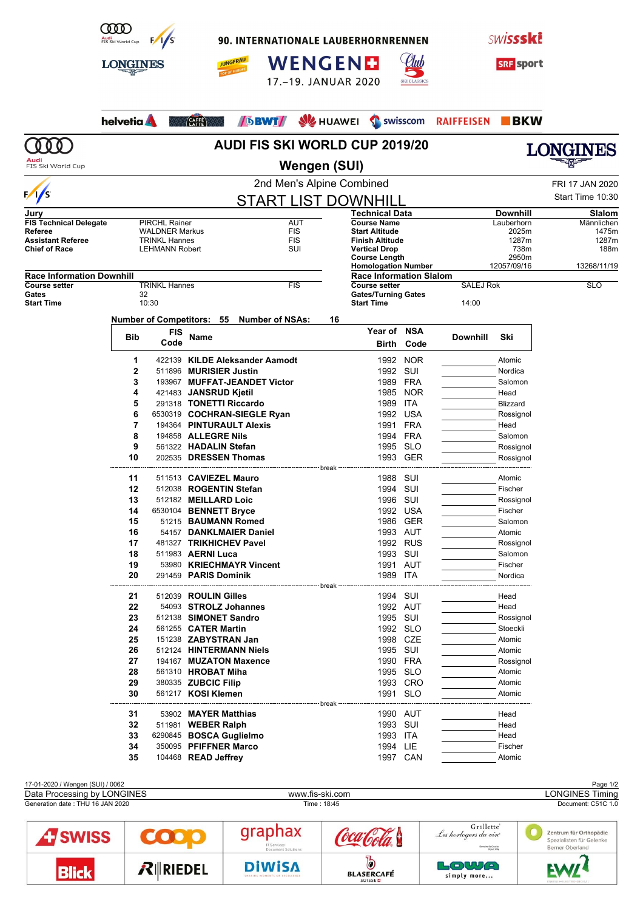90. INTERNATIONALE LAUBERHORNRENNEN

WENGEN

17.–19. JANUAR 2020

# AUDI FIS SKI WORLD CUP 2019/20

## Wengen (SUI)

### 2nd Men's Alpine Combined

FRI 17 JAN 2020

Start Time 10:30

## START LIST DOWNHILL

| Jury | | |
|---|---|---|
| FIS Technical Delegate | PIRCHL Rainer | AUT |
| Referee | WALDNER Markus | FIS |
| Assistant Referee | TRINKL Hannes | FIS |
| Chief of Race | LEHMANN Robert | SUI |

| Technical Data | Downhill | Slalom |
|---|---|---|
| Course Name | Lauberhorn | Männlichen |
| Start Altitude | 2025m | 1475m |
| Finish Altitude | 1287m | 1287m |
| Vertical Drop | 738m | 188m |
| Course Length | 2950m | |
| Homologation Number | 12057/09/16 | 13268/11/19 |

| Race Information Downhill | | |
|---|---|---|
| Course setter | TRINKL Hannes | FIS |
| Gates | 32 | |
| Start Time | 10:30 | |

| Race Information Slalom | | |
|---|---|---|
| Course setter | SALEJ Rok | SLO |
| Gates/Turning Gates | | |
| Start Time | 14:00 | |

Number of Competitors: 55 Number of NSAs: 16

| Bib | FIS Code | Name | Year of Birth | NSA Code | Downhill | Ski |
|---|---|---|---|---|---|---|
| 1 | 422139 | **KILDE Aleksander Aamodt** | 1992 | NOR | | Atomic |
| 2 | 511896 | **MURISIER Justin** | 1992 | SUI | | Nordica |
| 3 | 193967 | **MUFFAT-JEANDET Victor** | 1989 | FRA | | Salomon |
| 4 | 421483 | **JANSRUD Kjetil** | 1985 | NOR | | Head |
| 5 | 291318 | **TONETTI Riccardo** | 1989 | ITA | | Blizzard |
| 6 | 6530319 | **COCHRAN-SIEGLE Ryan** | 1992 | USA | | Rossignol |
| 7 | 194364 | **PINTURAULT Alexis** | 1991 | FRA | | Head |
| 8 | 194858 | **ALLEGRE Nils** | 1994 | FRA | | Salomon |
| 9 | 561322 | **HADALIN Stefan** | 1995 | SLO | | Rossignol |
| 10 | 202535 | **DRESSEN Thomas** | 1993 | GER | | Rossignol |
| | | break | | | | |
| 11 | 511513 | **CAVIEZEL Mauro** | 1988 | SUI | | Atomic |
| 12 | 512038 | **ROGENTIN Stefan** | 1994 | SUI | | Fischer |
| 13 | 512182 | **MEILLARD Loic** | 1996 | SUI | | Rossignol |
| 14 | 6530104 | **BENNETT Bryce** | 1992 | USA | | Fischer |
| 15 | 51215 | **BAUMANN Romed** | 1986 | GER | | Salomon |
| 16 | 54157 | **DANKLMAIER Daniel** | 1993 | AUT | | Atomic |
| 17 | 481327 | **TRIKHICHEV Pavel** | 1992 | RUS | | Rossignol |
| 18 | 511983 | **AERNI Luca** | 1993 | SUI | | Salomon |
| 19 | 53980 | **KRIECHMAYR Vincent** | 1991 | AUT | | Fischer |
| 20 | 291459 | **PARIS Dominik** | 1989 | ITA | | Nordica |
| | | break | | | | |
| 21 | 512039 | **ROULIN Gilles** | 1994 | SUI | | Head |
| 22 | 54093 | **STROLZ Johannes** | 1992 | AUT | | Head |
| 23 | 512138 | **SIMONET Sandro** | 1995 | SUI | | Rossignol |
| 24 | 561255 | **CATER Martin** | 1992 | SLO | | Stoeckli |
| 25 | 151238 | **ZABYSTRAN Jan** | 1998 | CZE | | Atomic |
| 26 | 512124 | **HINTERMANN Niels** | 1995 | SUI | | Atomic |
| 27 | 194167 | **MUZATON Maxence** | 1990 | FRA | | Rossignol |
| 28 | 561310 | **HROBAT Miha** | 1995 | SLO | | Atomic |
| 29 | 380335 | **ZUBCIC Filip** | 1993 | CRO | | Atomic |
| 30 | 561217 | **KOSI Klemen** | 1991 | SLO | | Atomic |
| | | break | | | | |
| 31 | 53902 | **MAYER Matthias** | 1990 | AUT | | Head |
| 32 | 511981 | **WEBER Ralph** | 1993 | SUI | | Head |
| 33 | 6290845 | **BOSCA Guglielmo** | 1993 | ITA | | Head |
| 34 | 350095 | **PFIFFNER Marco** | 1994 | LIE | | Fischer |
| 35 | 104468 | **READ Jeffrey** | 1997 | CAN | | Atomic |

17-01-2020 / Wengen (SUI) / 0062

Data Processing by LONGINES | www.fis-ski.com | LONGINES Timing

Generation date : THU 16 JAN 2020 | Time : 18:45 | Document: C51C 1.0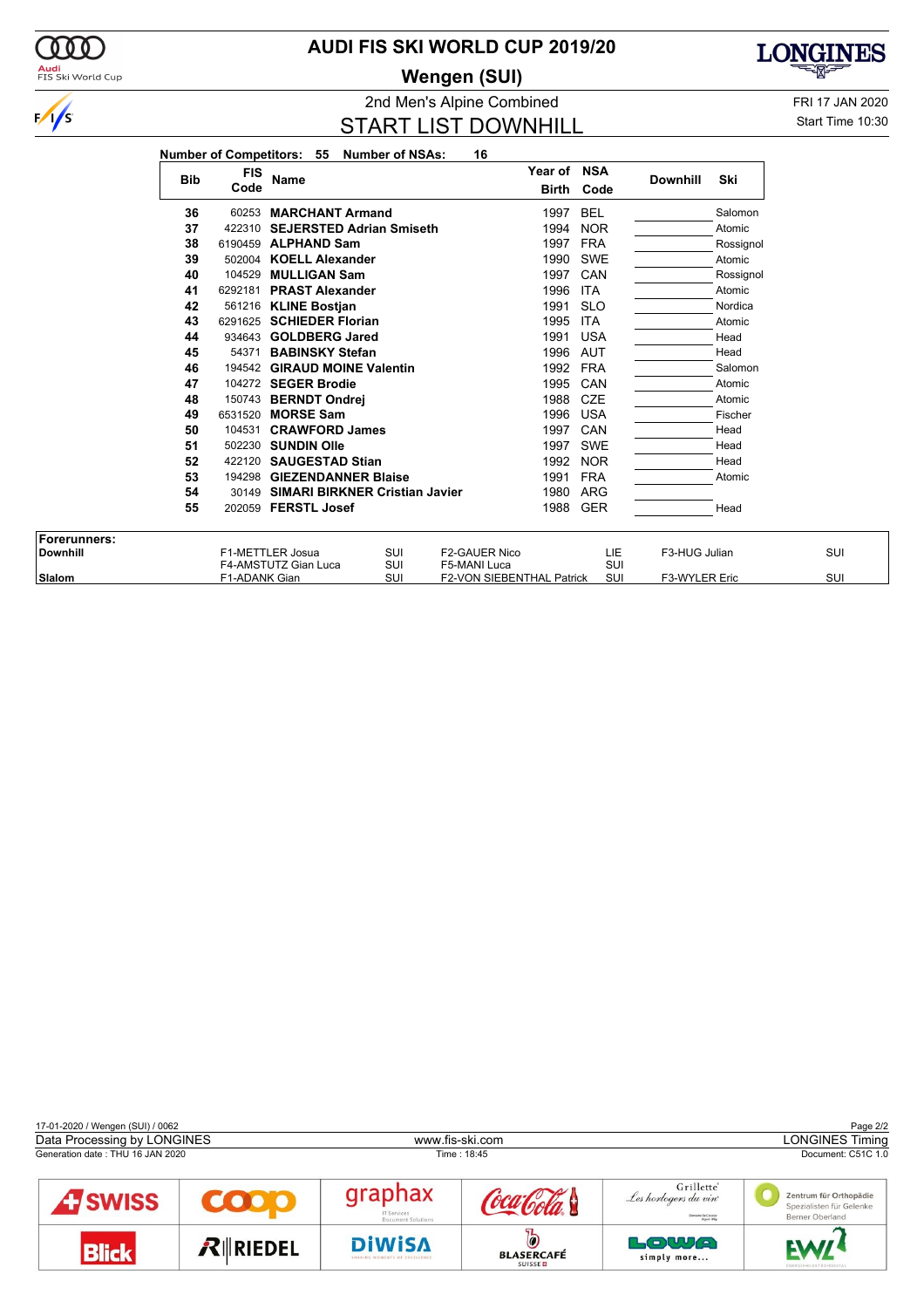# AUDI FIS SKI WORLD CUP 2019/20

## Wengen (SUI)

2nd Men's Alpine Combined

FRI 17 JAN 2020

## START LIST DOWNHILL

Start Time 10:30

**Number of Competitors: 55 Number of NSAs: 16**

| Bib | FIS Code | Name | Year of Birth | NSA Code | Downhill | Ski |
|---|---|---|---|---|---|---|
| 36 | 60253 | MARCHANT Armand | 1997 | BEL | | Salomon |
| 37 | 422310 | SEJERSTED Adrian Smiseth | 1994 | NOR | | Atomic |
| 38 | 6190459 | ALPHAND Sam | 1997 | FRA | | Rossignol |
| 39 | 502004 | KOELL Alexander | 1990 | SWE | | Atomic |
| 40 | 104529 | MULLIGAN Sam | 1997 | CAN | | Rossignol |
| 41 | 6292181 | PRAST Alexander | 1996 | ITA | | Atomic |
| 42 | 561216 | KLINE Bostjan | 1991 | SLO | | Nordica |
| 43 | 6291625 | SCHIEDER Florian | 1995 | ITA | | Atomic |
| 44 | 934643 | GOLDBERG Jared | 1991 | USA | | Head |
| 45 | 54371 | BABINSKY Stefan | 1996 | AUT | | Head |
| 46 | 194542 | GIRAUD MOINE Valentin | 1992 | FRA | | Salomon |
| 47 | 104272 | SEGER Brodie | 1995 | CAN | | Atomic |
| 48 | 150743 | BERNDT Ondrej | 1988 | CZE | | Atomic |
| 49 | 6531520 | MORSE Sam | 1996 | USA | | Fischer |
| 50 | 104531 | CRAWFORD James | 1997 | CAN | | Head |
| 51 | 502230 | SUNDIN Olle | 1997 | SWE | | Head |
| 52 | 422120 | SAUGESTAD Stian | 1992 | NOR | | Head |
| 53 | 194298 | GIEZENDANNER Blaise | 1991 | FRA | | Atomic |
| 54 | 30149 | SIMARI BIRKNER Cristian Javier | 1980 | ARG | | |
| 55 | 202059 | FERSTL Josef | 1988 | GER | | Head |

**Forerunners:**

| | | | | | | |
|---|---|---|---|---|---|---|
| **Downhill** | F1-METTLER Josua | SUI | F2-GAUER Nico | LIE | F3-HUG Julian | SUI |
| | F4-AMSTUTZ Gian Luca | SUI | F5-MANI Luca | SUI | | |
| **Slalom** | F1-ADANK Gian | SUI | F2-VON SIEBENTHAL Patrick | SUI | F3-WYLER Eric | SUI |

17-01-2020 / Wengen (SUI) / 0062

Data Processing by LONGINES — www.fis-ski.com — LONGINES Timing

Generation date : THU 16 JAN 2020 — Time : 18:45 — Document: C51C 1.0